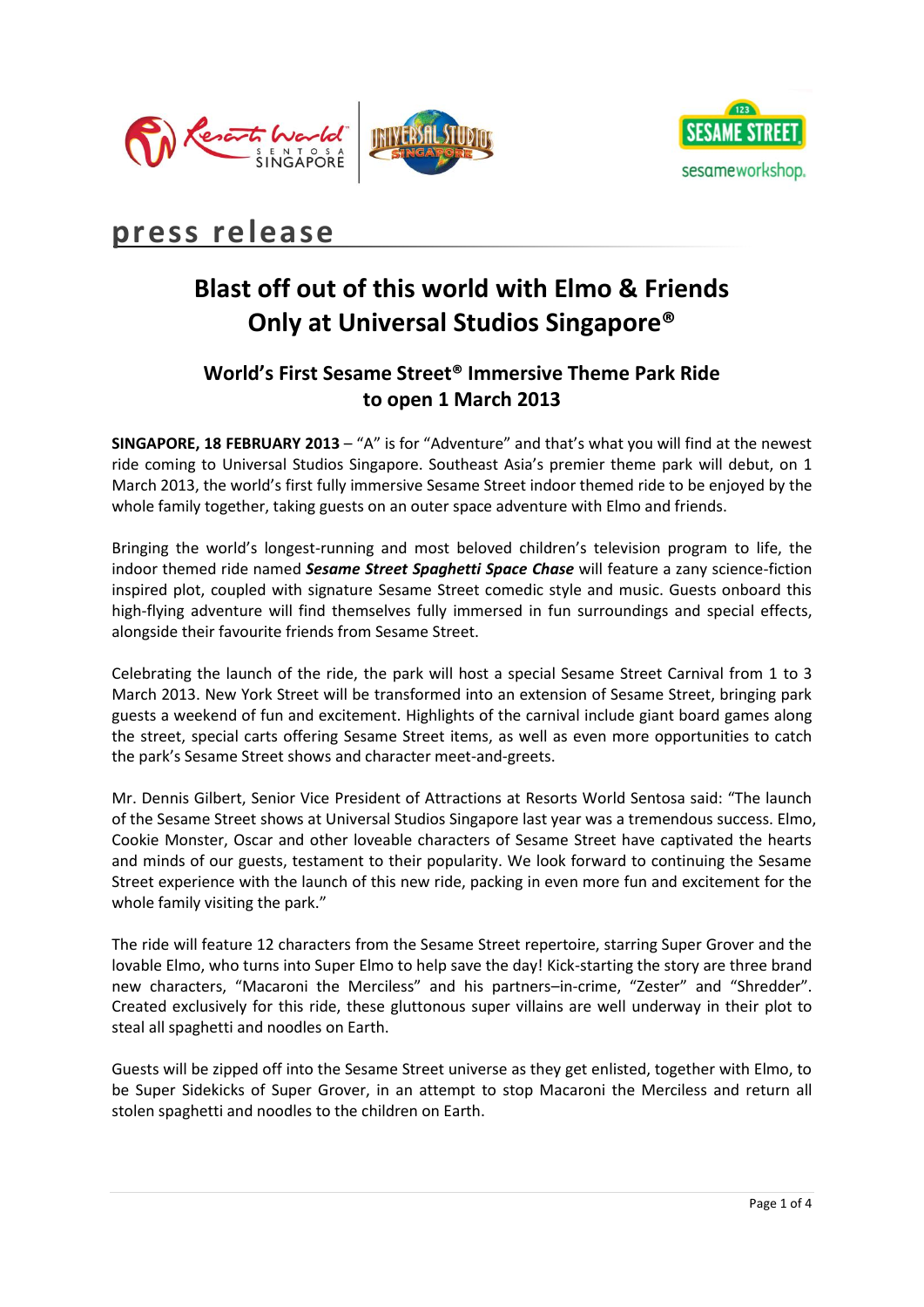# press release

## Blast off out of this world with Elmo & Friends Only at Universal Studios Singapore®

### World's First Sesame Street® Immersive Theme Park Ride to open 1 March 2013

**SINGAPORE, 18 FEBRUARY 2013** – "A" is for "Adventure" and that's what you will find at the newest ride coming to Universal Studios Singapore. Southeast Asia's premier theme park will debut, on 1 March 2013, the world's first fully immersive Sesame Street indoor themed ride to be enjoyed by the whole family together, taking guests on an outer space adventure with Elmo and friends.

Bringing the world's longest-running and most beloved children's television program to life, the indoor themed ride named ***Sesame Street Spaghetti Space Chase*** will feature a zany science-fiction inspired plot, coupled with signature Sesame Street comedic style and music. Guests onboard this high-flying adventure will find themselves fully immersed in fun surroundings and special effects, alongside their favourite friends from Sesame Street.

Celebrating the launch of the ride, the park will host a special Sesame Street Carnival from 1 to 3 March 2013. New York Street will be transformed into an extension of Sesame Street, bringing park guests a weekend of fun and excitement. Highlights of the carnival include giant board games along the street, special carts offering Sesame Street items, as well as even more opportunities to catch the park's Sesame Street shows and character meet-and-greets.

Mr. Dennis Gilbert, Senior Vice President of Attractions at Resorts World Sentosa said: "The launch of the Sesame Street shows at Universal Studios Singapore last year was a tremendous success. Elmo, Cookie Monster, Oscar and other loveable characters of Sesame Street have captivated the hearts and minds of our guests, testament to their popularity. We look forward to continuing the Sesame Street experience with the launch of this new ride, packing in even more fun and excitement for the whole family visiting the park."

The ride will feature 12 characters from the Sesame Street repertoire, starring Super Grover and the lovable Elmo, who turns into Super Elmo to help save the day! Kick-starting the story are three brand new characters, "Macaroni the Merciless" and his partners–in-crime, "Zester" and "Shredder". Created exclusively for this ride, these gluttonous super villains are well underway in their plot to steal all spaghetti and noodles on Earth.

Guests will be zipped off into the Sesame Street universe as they get enlisted, together with Elmo, to be Super Sidekicks of Super Grover, in an attempt to stop Macaroni the Merciless and return all stolen spaghetti and noodles to the children on Earth.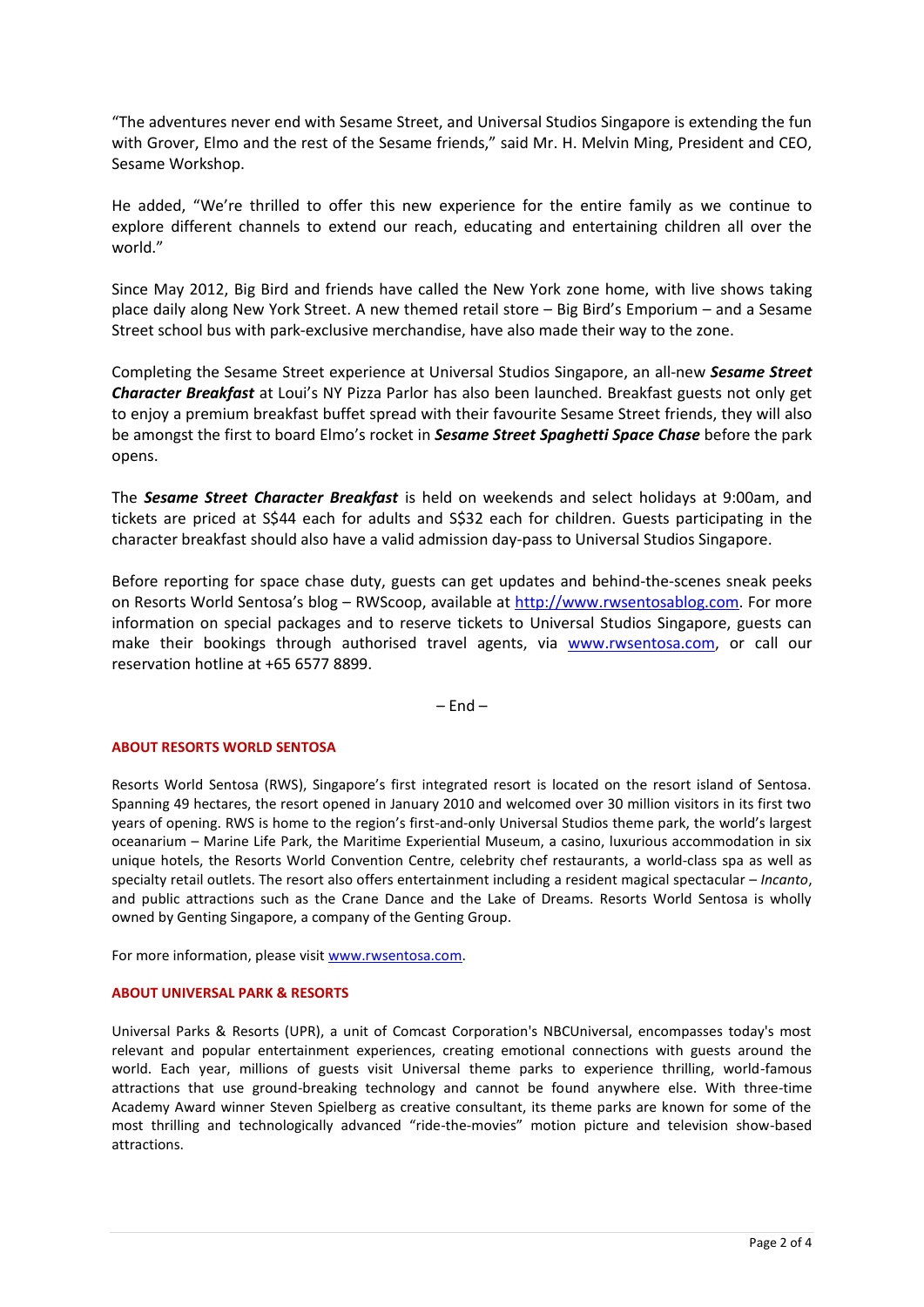"The adventures never end with Sesame Street, and Universal Studios Singapore is extending the fun with Grover, Elmo and the rest of the Sesame friends," said Mr. H. Melvin Ming, President and CEO, Sesame Workshop.

He added, "We're thrilled to offer this new experience for the entire family as we continue to explore different channels to extend our reach, educating and entertaining children all over the world."

Since May 2012, Big Bird and friends have called the New York zone home, with live shows taking place daily along New York Street. A new themed retail store – Big Bird's Emporium – and a Sesame Street school bus with park-exclusive merchandise, have also made their way to the zone.

Completing the Sesame Street experience at Universal Studios Singapore, an all-new ***Sesame Street Character Breakfast*** at Loui's NY Pizza Parlor has also been launched. Breakfast guests not only get to enjoy a premium breakfast buffet spread with their favourite Sesame Street friends, they will also be amongst the first to board Elmo's rocket in ***Sesame Street Spaghetti Space Chase*** before the park opens.

The ***Sesame Street Character Breakfast*** is held on weekends and select holidays at 9:00am, and tickets are priced at S$44 each for adults and S$32 each for children. Guests participating in the character breakfast should also have a valid admission day-pass to Universal Studios Singapore.

Before reporting for space chase duty, guests can get updates and behind-the-scenes sneak peeks on Resorts World Sentosa's blog – RWScoop, available at http://www.rwsentosablog.com. For more information on special packages and to reserve tickets to Universal Studios Singapore, guests can make their bookings through authorised travel agents, via www.rwsentosa.com, or call our reservation hotline at +65 6577 8899.

– End –

**ABOUT RESORTS WORLD SENTOSA**

Resorts World Sentosa (RWS), Singapore's first integrated resort is located on the resort island of Sentosa. Spanning 49 hectares, the resort opened in January 2010 and welcomed over 30 million visitors in its first two years of opening. RWS is home to the region's first-and-only Universal Studios theme park, the world's largest oceanarium – Marine Life Park, the Maritime Experiential Museum, a casino, luxurious accommodation in six unique hotels, the Resorts World Convention Centre, celebrity chef restaurants, a world-class spa as well as specialty retail outlets. The resort also offers entertainment including a resident magical spectacular – *Incanto*, and public attractions such as the Crane Dance and the Lake of Dreams. Resorts World Sentosa is wholly owned by Genting Singapore, a company of the Genting Group.

For more information, please visit www.rwsentosa.com.

**ABOUT UNIVERSAL PARK & RESORTS**

Universal Parks & Resorts (UPR), a unit of Comcast Corporation's NBCUniversal, encompasses today's most relevant and popular entertainment experiences, creating emotional connections with guests around the world. Each year, millions of guests visit Universal theme parks to experience thrilling, world-famous attractions that use ground-breaking technology and cannot be found anywhere else. With three-time Academy Award winner Steven Spielberg as creative consultant, its theme parks are known for some of the most thrilling and technologically advanced "ride-the-movies" motion picture and television show-based attractions.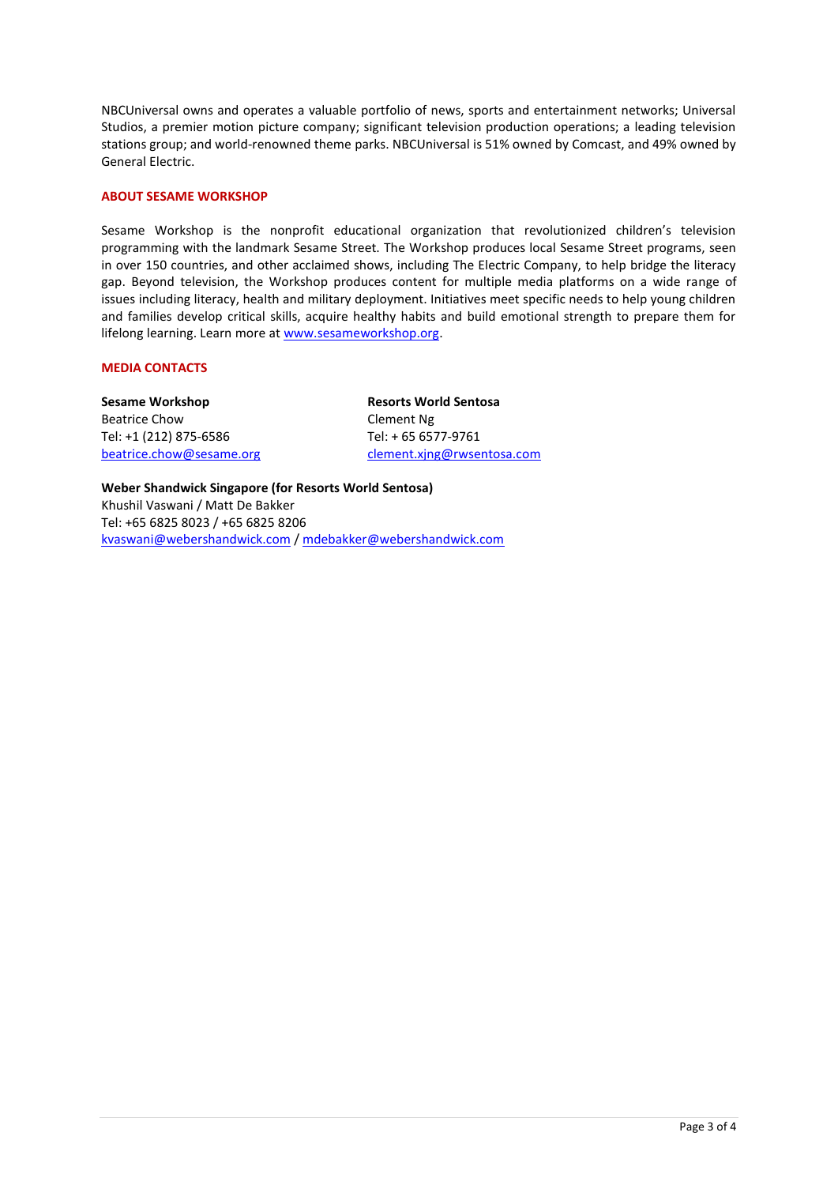NBCUniversal owns and operates a valuable portfolio of news, sports and entertainment networks; Universal Studios, a premier motion picture company; significant television production operations; a leading television stations group; and world-renowned theme parks. NBCUniversal is 51% owned by Comcast, and 49% owned by General Electric.

## ABOUT SESAME WORKSHOP

Sesame Workshop is the nonprofit educational organization that revolutionized children's television programming with the landmark Sesame Street. The Workshop produces local Sesame Street programs, seen in over 150 countries, and other acclaimed shows, including The Electric Company, to help bridge the literacy gap. Beyond television, the Workshop produces content for multiple media platforms on a wide range of issues including literacy, health and military deployment. Initiatives meet specific needs to help young children and families develop critical skills, acquire healthy habits and build emotional strength to prepare them for lifelong learning. Learn more at www.sesameworkshop.org.

## MEDIA CONTACTS

**Sesame Workshop**
Beatrice Chow
Tel: +1 (212) 875-6586
beatrice.chow@sesame.org

**Resorts World Sentosa**
Clement Ng
Tel: + 65 6577-9761
clement.xjng@rwsentosa.com

**Weber Shandwick Singapore (for Resorts World Sentosa)**
Khushil Vaswani / Matt De Bakker
Tel: +65 6825 8023 / +65 6825 8206
kvaswani@webershandwick.com / mdebakker@webershandwick.com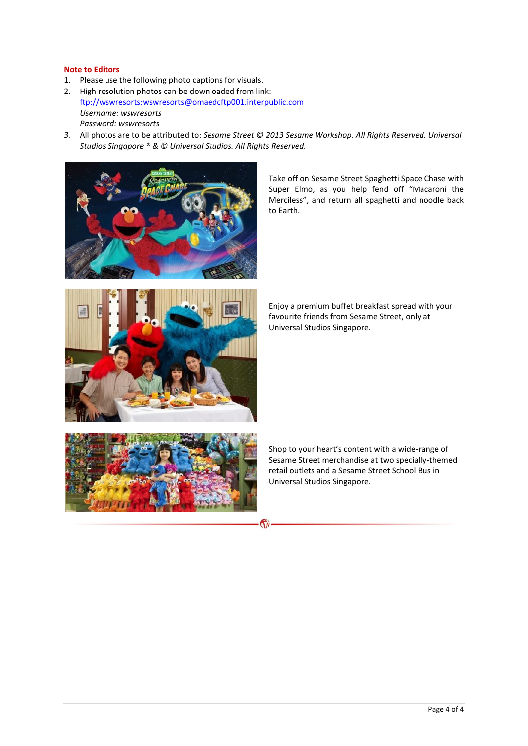**Note to Editors**

1. Please use the following photo captions for visuals.
2. High resolution photos can be downloaded from link: [ftp://wswresorts:wswresorts@omaedcftp001.interpublic.com](ftp://wswresorts:wswresorts@omaedcftp001.interpublic.com)
   *Username: wswresorts*
   *Password: wswresorts*
3. All photos are to be attributed to: *Sesame Street © 2013 Sesame Workshop. All Rights Reserved. Universal Studios Singapore ® & © Universal Studios. All Rights Reserved.*

Take off on Sesame Street Spaghetti Space Chase with Super Elmo, as you help fend off "Macaroni the Merciless", and return all spaghetti and noodle back to Earth.

Enjoy a premium buffet breakfast spread with your favourite friends from Sesame Street, only at Universal Studios Singapore.

Shop to your heart's content with a wide-range of Sesame Street merchandise at two specially-themed retail outlets and a Sesame Street School Bus in Universal Studios Singapore.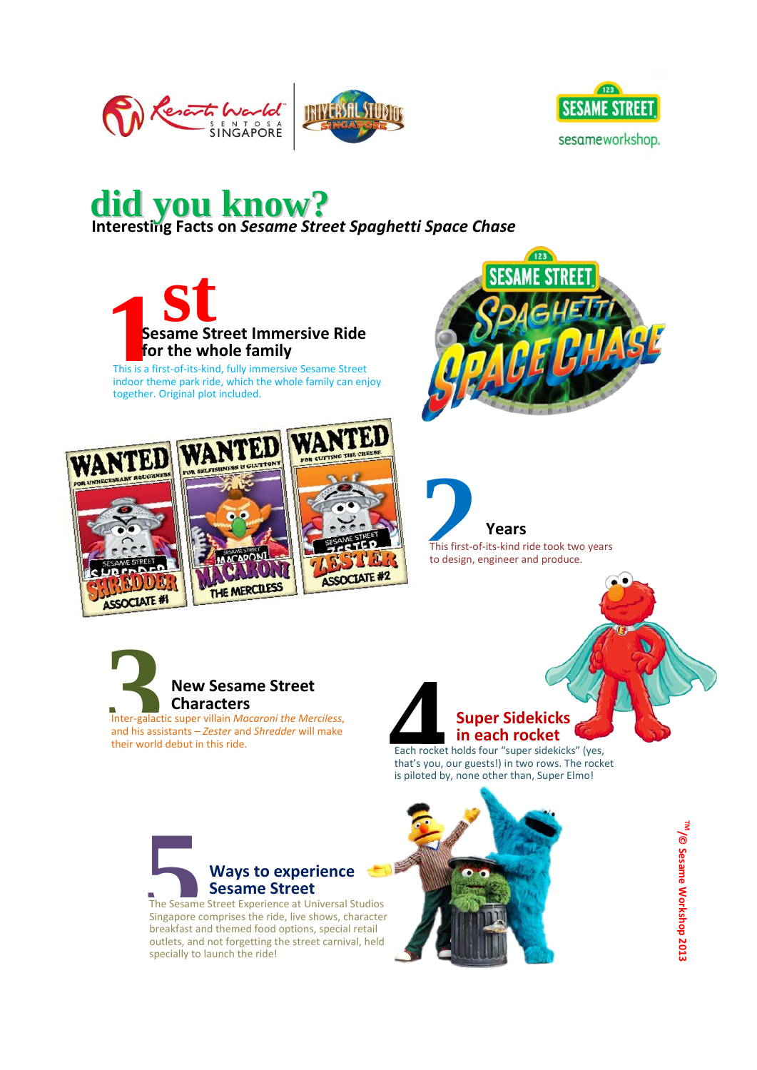# did you know?

**Interesting Facts on *Sesame Street Spaghetti Space Chase***

## 1st Sesame Street Immersive Ride for the whole family

This is a first-of-its-kind, fully immersive Sesame Street indoor theme park ride, which the whole family can enjoy together. Original plot included.

## 2 Years

This first-of-its-kind ride took two years to design, engineer and produce.

## 3 New Sesame Street Characters

Inter-galactic super villain *Macaroni the Merciless*, and his assistants – *Zester* and *Shredder* will make their world debut in this ride.

## 4 Super Sidekicks in each rocket

Each rocket holds four "super sidekicks" (yes, that's you, our guests!) in two rows. The rocket is piloted by, none other than, Super Elmo!

## 5 Ways to experience Sesame Street

The Sesame Street Experience at Universal Studios Singapore comprises the ride, live shows, character breakfast and themed food options, special retail outlets, and not forgetting the street carnival, held specially to launch the ride!

™/© Sesame Workshop 2013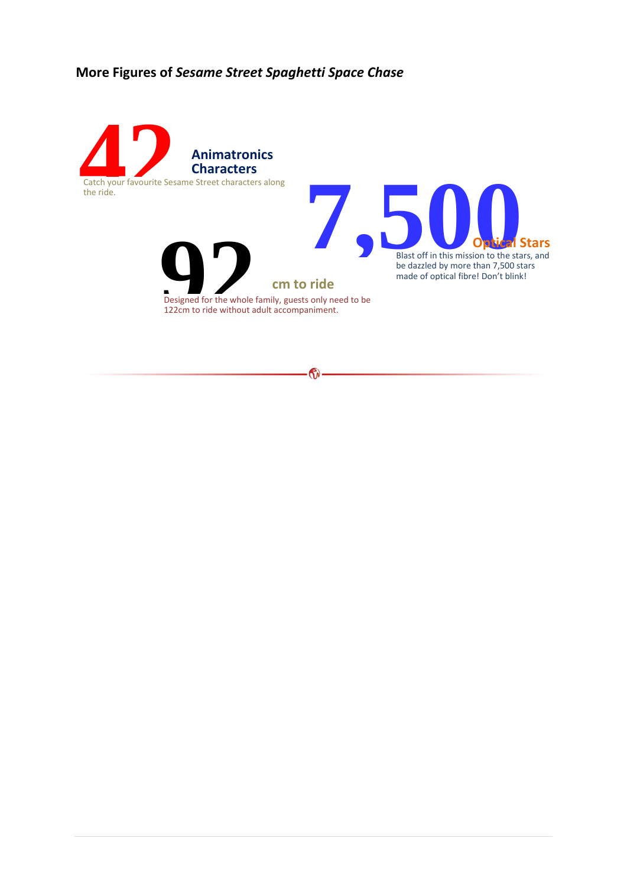## More Figures of *Sesame Street Spaghetti Space Chase*

**42** **Animatronics Characters**

Catch your favourite Sesame Street characters along the ride.

**7,500** **Optical Stars**

Blast off in this mission to the stars, and be dazzled by more than 7,500 stars made of optical fibre! Don't blink!

**92** **cm to ride**

Designed for the whole family, guests only need to be 122cm to ride without adult accompaniment.